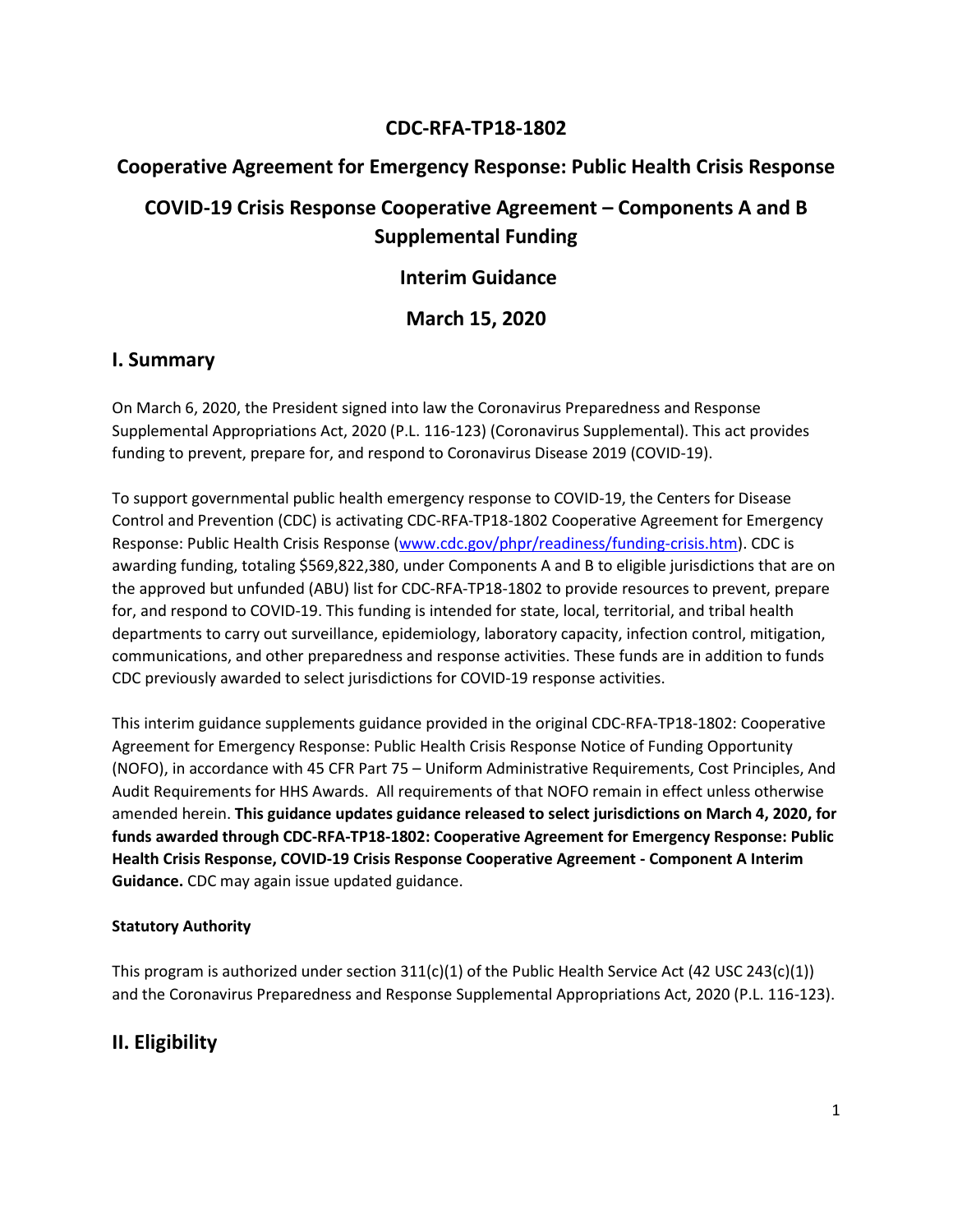# CDC-RFA-TP18-1802

# Cooperative Agreement for Emergency Response: Public Health Crisis Response

# COVID-19 Crisis Response Cooperative Agreement – Components A and B Supplemental Funding

# Interim Guidance

# March 15, 2020

## I. Summary

On March 6, 2020, the President signed into law the Coronavirus Preparedness and Response Supplemental Appropriations Act, 2020 (P.L. 116-123) (Coronavirus Supplemental). This act provides funding to prevent, prepare for, and respond to Coronavirus Disease 2019 (COVID-19).

To support governmental public health emergency response to COVID-19, the Centers for Disease Control and Prevention (CDC) is activating CDC-RFA-TP18-1802 Cooperative Agreement for Emergency Response: Public Health Crisis Response (www.cdc.gov/phpr/readiness/funding-crisis.htm). CDC is awarding funding, totaling $569,822,380, under Components A and B to eligible jurisdictions that are on the approved but unfunded (ABU) list for CDC-RFA-TP18-1802 to provide resources to prevent, prepare for, and respond to COVID-19. This funding is intended for state, local, territorial, and tribal health departments to carry out surveillance, epidemiology, laboratory capacity, infection control, mitigation, communications, and other preparedness and response activities. These funds are in addition to funds CDC previously awarded to select jurisdictions for COVID-19 response activities.

This interim guidance supplements guidance provided in the original CDC-RFA-TP18-1802: Cooperative Agreement for Emergency Response: Public Health Crisis Response Notice of Funding Opportunity (NOFO), in accordance with 45 CFR Part 75 – Uniform Administrative Requirements, Cost Principles, And Audit Requirements for HHS Awards. All requirements of that NOFO remain in effect unless otherwise amended herein. **This guidance updates guidance released to select jurisdictions on March 4, 2020, for funds awarded through CDC-RFA-TP18-1802: Cooperative Agreement for Emergency Response: Public Health Crisis Response, COVID-19 Crisis Response Cooperative Agreement - Component A Interim Guidance.** CDC may again issue updated guidance.

#### Statutory Authority

This program is authorized under section 311(c)(1) of the Public Health Service Act (42 USC 243(c)(1)) and the Coronavirus Preparedness and Response Supplemental Appropriations Act, 2020 (P.L. 116-123).

## II. Eligibility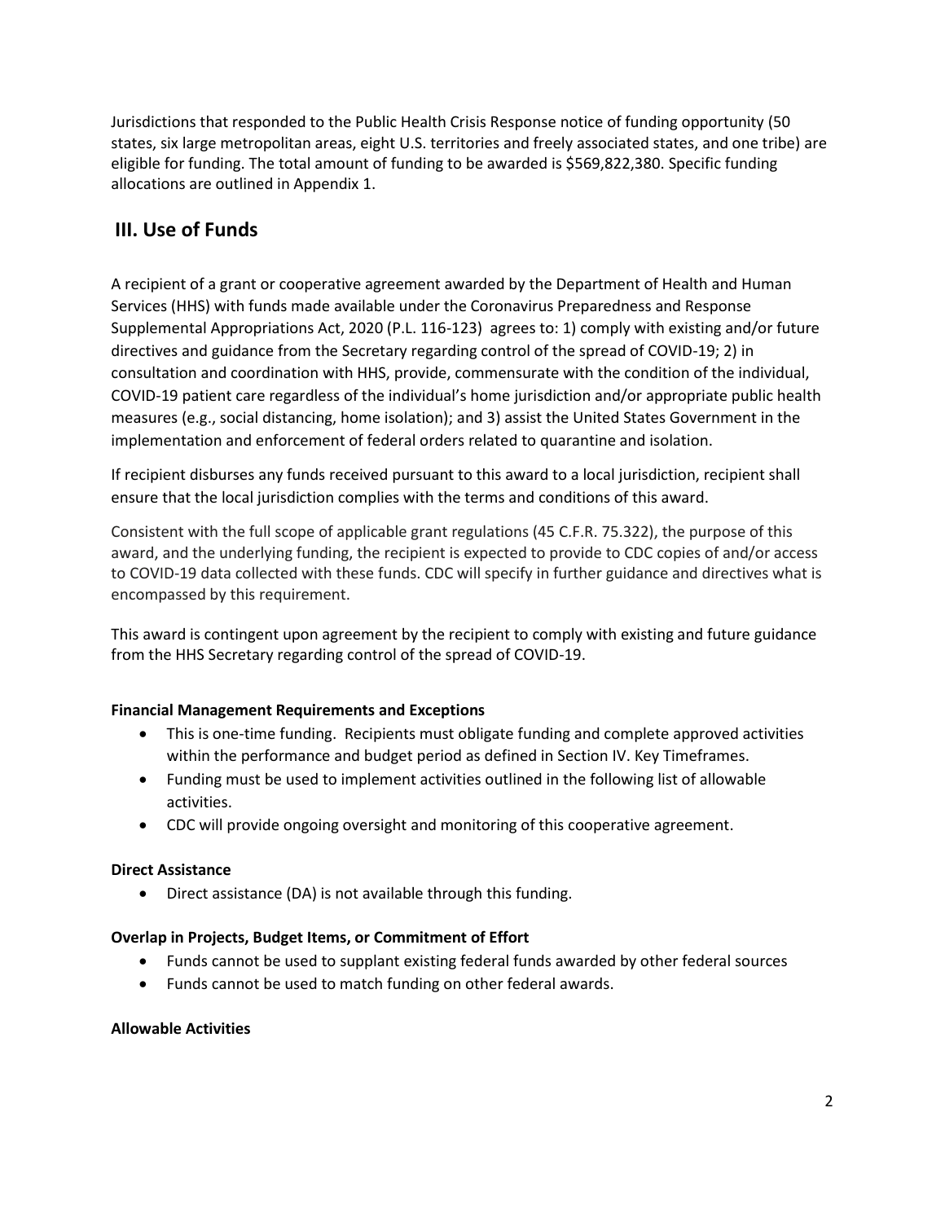Jurisdictions that responded to the Public Health Crisis Response notice of funding opportunity (50 states, six large metropolitan areas, eight U.S. territories and freely associated states, and one tribe) are eligible for funding. The total amount of funding to be awarded is $569,822,380. Specific funding allocations are outlined in Appendix 1.

## III. Use of Funds

A recipient of a grant or cooperative agreement awarded by the Department of Health and Human Services (HHS) with funds made available under the Coronavirus Preparedness and Response Supplemental Appropriations Act, 2020 (P.L. 116-123) agrees to: 1) comply with existing and/or future directives and guidance from the Secretary regarding control of the spread of COVID-19; 2) in consultation and coordination with HHS, provide, commensurate with the condition of the individual, COVID-19 patient care regardless of the individual's home jurisdiction and/or appropriate public health measures (e.g., social distancing, home isolation); and 3) assist the United States Government in the implementation and enforcement of federal orders related to quarantine and isolation.

If recipient disburses any funds received pursuant to this award to a local jurisdiction, recipient shall ensure that the local jurisdiction complies with the terms and conditions of this award.

Consistent with the full scope of applicable grant regulations (45 C.F.R. 75.322), the purpose of this award, and the underlying funding, the recipient is expected to provide to CDC copies of and/or access to COVID-19 data collected with these funds. CDC will specify in further guidance and directives what is encompassed by this requirement.

This award is contingent upon agreement by the recipient to comply with existing and future guidance from the HHS Secretary regarding control of the spread of COVID-19.

**Financial Management Requirements and Exceptions**

- This is one-time funding. Recipients must obligate funding and complete approved activities within the performance and budget period as defined in Section IV. Key Timeframes.
- Funding must be used to implement activities outlined in the following list of allowable activities.
- CDC will provide ongoing oversight and monitoring of this cooperative agreement.

**Direct Assistance**

- Direct assistance (DA) is not available through this funding.

**Overlap in Projects, Budget Items, or Commitment of Effort**

- Funds cannot be used to supplant existing federal funds awarded by other federal sources
- Funds cannot be used to match funding on other federal awards.

**Allowable Activities**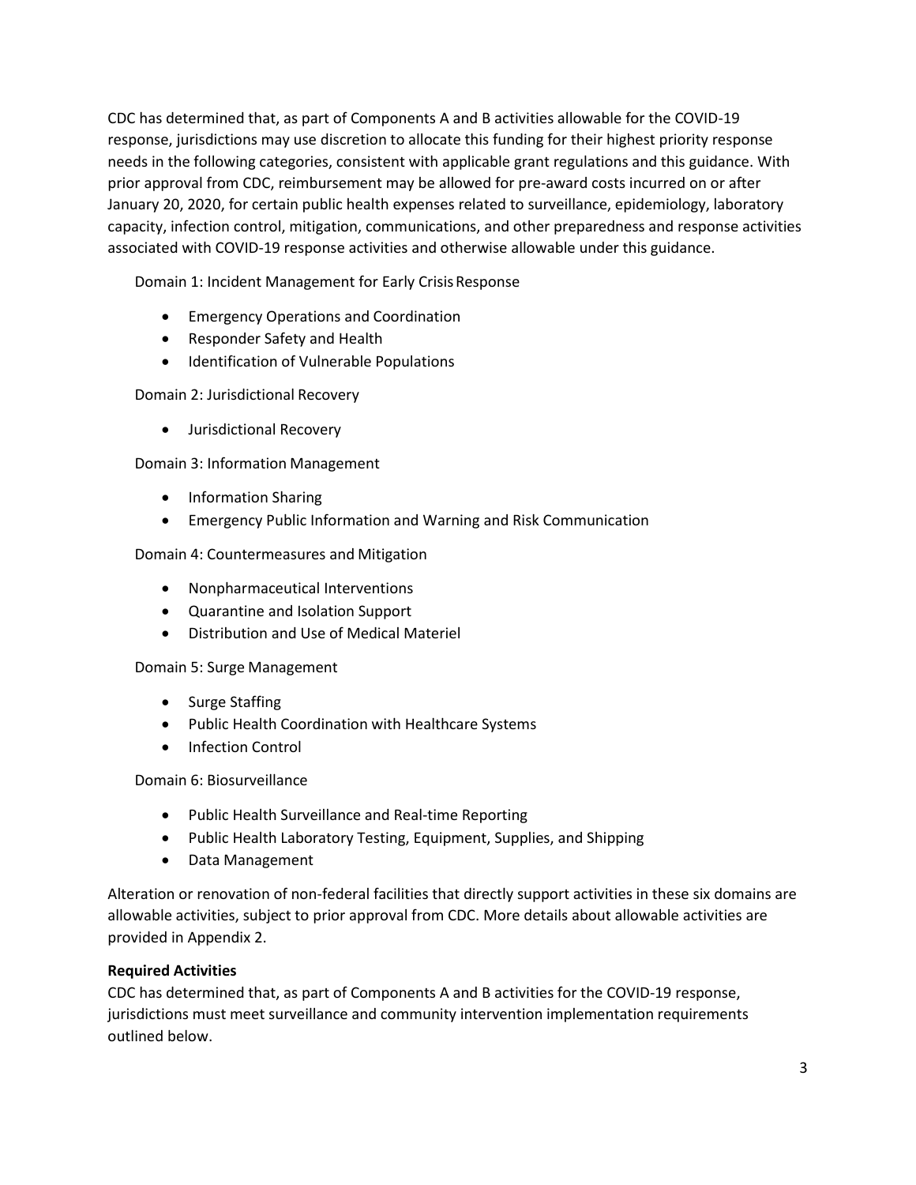CDC has determined that, as part of Components A and B activities allowable for the COVID-19 response, jurisdictions may use discretion to allocate this funding for their highest priority response needs in the following categories, consistent with applicable grant regulations and this guidance. With prior approval from CDC, reimbursement may be allowed for pre-award costs incurred on or after January 20, 2020, for certain public health expenses related to surveillance, epidemiology, laboratory capacity, infection control, mitigation, communications, and other preparedness and response activities associated with COVID-19 response activities and otherwise allowable under this guidance.

Domain 1: Incident Management for Early Crisis Response

- Emergency Operations and Coordination
- Responder Safety and Health
- Identification of Vulnerable Populations

Domain 2: Jurisdictional Recovery

- Jurisdictional Recovery

Domain 3: Information Management

- Information Sharing
- Emergency Public Information and Warning and Risk Communication

Domain 4: Countermeasures and Mitigation

- Nonpharmaceutical Interventions
- Quarantine and Isolation Support
- Distribution and Use of Medical Materiel

Domain 5: Surge Management

- Surge Staffing
- Public Health Coordination with Healthcare Systems
- Infection Control

Domain 6: Biosurveillance

- Public Health Surveillance and Real-time Reporting
- Public Health Laboratory Testing, Equipment, Supplies, and Shipping
- Data Management

Alteration or renovation of non-federal facilities that directly support activities in these six domains are allowable activities, subject to prior approval from CDC. More details about allowable activities are provided in Appendix 2.

**Required Activities**

CDC has determined that, as part of Components A and B activities for the COVID-19 response, jurisdictions must meet surveillance and community intervention implementation requirements outlined below.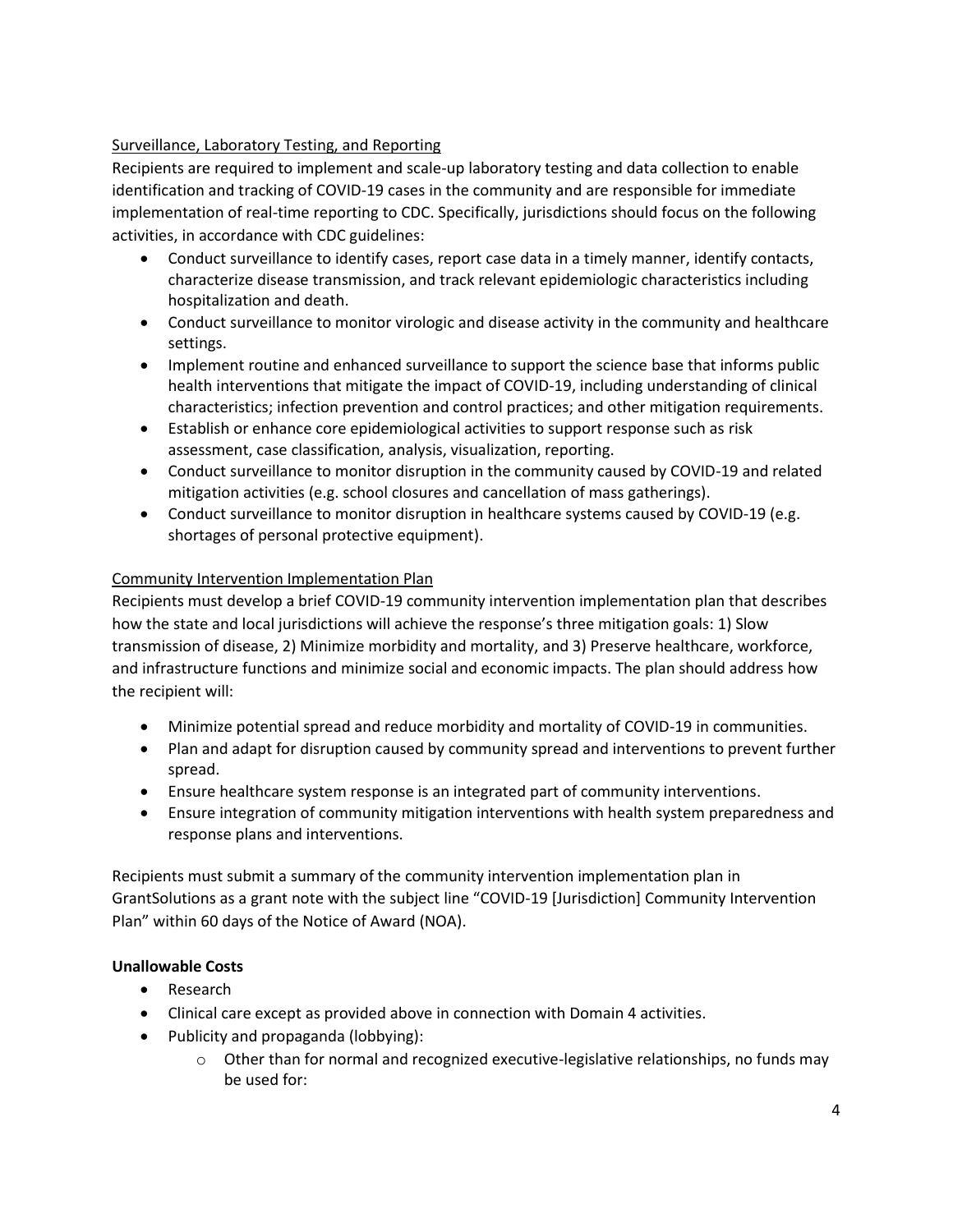Surveillance, Laboratory Testing, and Reporting

Recipients are required to implement and scale-up laboratory testing and data collection to enable identification and tracking of COVID-19 cases in the community and are responsible for immediate implementation of real-time reporting to CDC. Specifically, jurisdictions should focus on the following activities, in accordance with CDC guidelines:

- Conduct surveillance to identify cases, report case data in a timely manner, identify contacts, characterize disease transmission, and track relevant epidemiologic characteristics including hospitalization and death.
- Conduct surveillance to monitor virologic and disease activity in the community and healthcare settings.
- Implement routine and enhanced surveillance to support the science base that informs public health interventions that mitigate the impact of COVID-19, including understanding of clinical characteristics; infection prevention and control practices; and other mitigation requirements.
- Establish or enhance core epidemiological activities to support response such as risk assessment, case classification, analysis, visualization, reporting.
- Conduct surveillance to monitor disruption in the community caused by COVID-19 and related mitigation activities (e.g. school closures and cancellation of mass gatherings).
- Conduct surveillance to monitor disruption in healthcare systems caused by COVID-19 (e.g. shortages of personal protective equipment).

Community Intervention Implementation Plan

Recipients must develop a brief COVID-19 community intervention implementation plan that describes how the state and local jurisdictions will achieve the response's three mitigation goals: 1) Slow transmission of disease, 2) Minimize morbidity and mortality, and 3) Preserve healthcare, workforce, and infrastructure functions and minimize social and economic impacts. The plan should address how the recipient will:

- Minimize potential spread and reduce morbidity and mortality of COVID-19 in communities.
- Plan and adapt for disruption caused by community spread and interventions to prevent further spread.
- Ensure healthcare system response is an integrated part of community interventions.
- Ensure integration of community mitigation interventions with health system preparedness and response plans and interventions.

Recipients must submit a summary of the community intervention implementation plan in GrantSolutions as a grant note with the subject line "COVID-19 [Jurisdiction] Community Intervention Plan" within 60 days of the Notice of Award (NOA).

**Unallowable Costs**

- Research
- Clinical care except as provided above in connection with Domain 4 activities.
- Publicity and propaganda (lobbying):
  - Other than for normal and recognized executive-legislative relationships, no funds may be used for: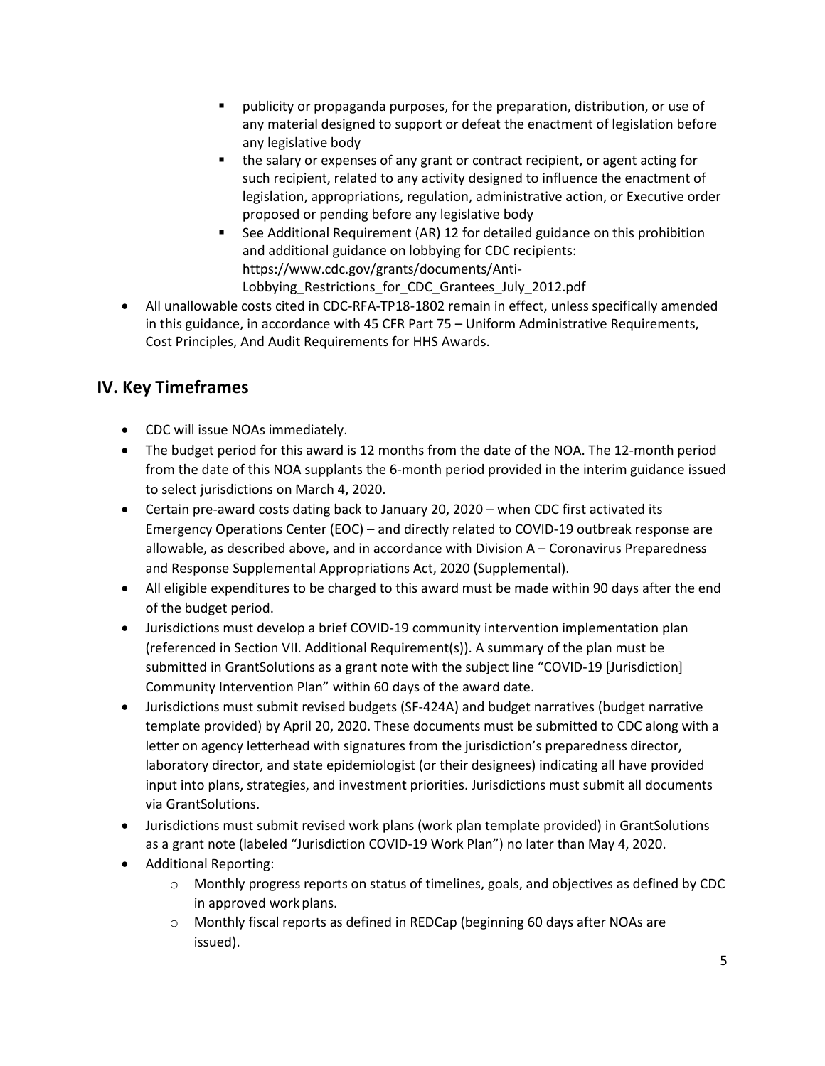- publicity or propaganda purposes, for the preparation, distribution, or use of any material designed to support or defeat the enactment of legislation before any legislative body
    - the salary or expenses of any grant or contract recipient, or agent acting for such recipient, related to any activity designed to influence the enactment of legislation, appropriations, regulation, administrative action, or Executive order proposed or pending before any legislative body
    - See Additional Requirement (AR) 12 for detailed guidance on this prohibition and additional guidance on lobbying for CDC recipients: https://www.cdc.gov/grants/documents/Anti-Lobbying_Restrictions_for_CDC_Grantees_July_2012.pdf
- All unallowable costs cited in CDC-RFA-TP18-1802 remain in effect, unless specifically amended in this guidance, in accordance with 45 CFR Part 75 – Uniform Administrative Requirements, Cost Principles, And Audit Requirements for HHS Awards.

## IV. Key Timeframes

- CDC will issue NOAs immediately.
- The budget period for this award is 12 months from the date of the NOA. The 12-month period from the date of this NOA supplants the 6-month period provided in the interim guidance issued to select jurisdictions on March 4, 2020.
- Certain pre-award costs dating back to January 20, 2020 – when CDC first activated its Emergency Operations Center (EOC) – and directly related to COVID-19 outbreak response are allowable, as described above, and in accordance with Division A – Coronavirus Preparedness and Response Supplemental Appropriations Act, 2020 (Supplemental).
- All eligible expenditures to be charged to this award must be made within 90 days after the end of the budget period.
- Jurisdictions must develop a brief COVID-19 community intervention implementation plan (referenced in Section VII. Additional Requirement(s)). A summary of the plan must be submitted in GrantSolutions as a grant note with the subject line "COVID-19 [Jurisdiction] Community Intervention Plan" within 60 days of the award date.
- Jurisdictions must submit revised budgets (SF-424A) and budget narratives (budget narrative template provided) by April 20, 2020. These documents must be submitted to CDC along with a letter on agency letterhead with signatures from the jurisdiction's preparedness director, laboratory director, and state epidemiologist (or their designees) indicating all have provided input into plans, strategies, and investment priorities. Jurisdictions must submit all documents via GrantSolutions.
- Jurisdictions must submit revised work plans (work plan template provided) in GrantSolutions as a grant note (labeled "Jurisdiction COVID-19 Work Plan") no later than May 4, 2020.
- Additional Reporting:
    - Monthly progress reports on status of timelines, goals, and objectives as defined by CDC in approved work plans.
    - Monthly fiscal reports as defined in REDCap (beginning 60 days after NOAs are issued).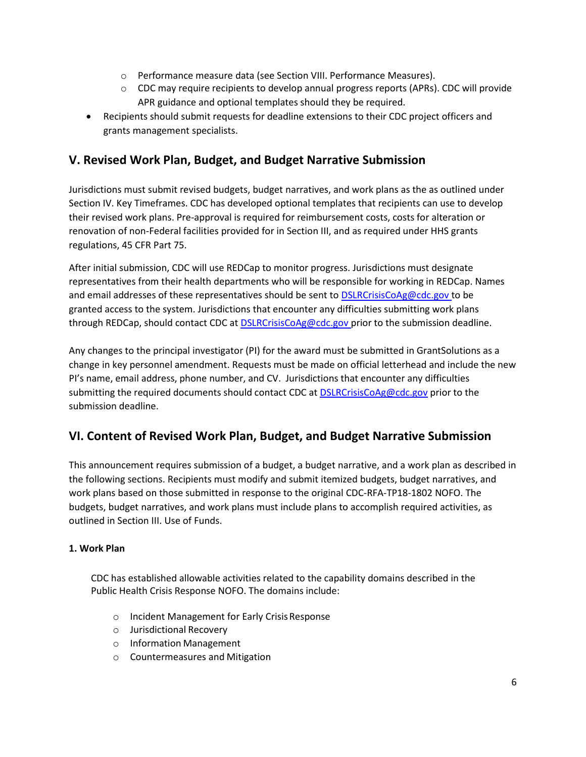- Performance measure data (see Section VIII. Performance Measures).
  - CDC may require recipients to develop annual progress reports (APRs). CDC will provide APR guidance and optional templates should they be required.
- Recipients should submit requests for deadline extensions to their CDC project officers and grants management specialists.

## V. Revised Work Plan, Budget, and Budget Narrative Submission

Jurisdictions must submit revised budgets, budget narratives, and work plans as the as outlined under Section IV. Key Timeframes. CDC has developed optional templates that recipients can use to develop their revised work plans. Pre-approval is required for reimbursement costs, costs for alteration or renovation of non-Federal facilities provided for in Section III, and as required under HHS grants regulations, 45 CFR Part 75.

After initial submission, CDC will use REDCap to monitor progress. Jurisdictions must designate representatives from their health departments who will be responsible for working in REDCap. Names and email addresses of these representatives should be sent to DSLRCrisisCoAg@cdc.gov to be granted access to the system. Jurisdictions that encounter any difficulties submitting work plans through REDCap, should contact CDC at DSLRCrisisCoAg@cdc.gov prior to the submission deadline.

Any changes to the principal investigator (PI) for the award must be submitted in GrantSolutions as a change in key personnel amendment. Requests must be made on official letterhead and include the new PI's name, email address, phone number, and CV. Jurisdictions that encounter any difficulties submitting the required documents should contact CDC at DSLRCrisisCoAg@cdc.gov prior to the submission deadline.

## VI. Content of Revised Work Plan, Budget, and Budget Narrative Submission

This announcement requires submission of a budget, a budget narrative, and a work plan as described in the following sections. Recipients must modify and submit itemized budgets, budget narratives, and work plans based on those submitted in response to the original CDC-RFA-TP18-1802 NOFO. The budgets, budget narratives, and work plans must include plans to accomplish required activities, as outlined in Section III. Use of Funds.

**1. Work Plan**

CDC has established allowable activities related to the capability domains described in the Public Health Crisis Response NOFO. The domains include:

- Incident Management for Early Crisis Response
- Jurisdictional Recovery
- Information Management
- Countermeasures and Mitigation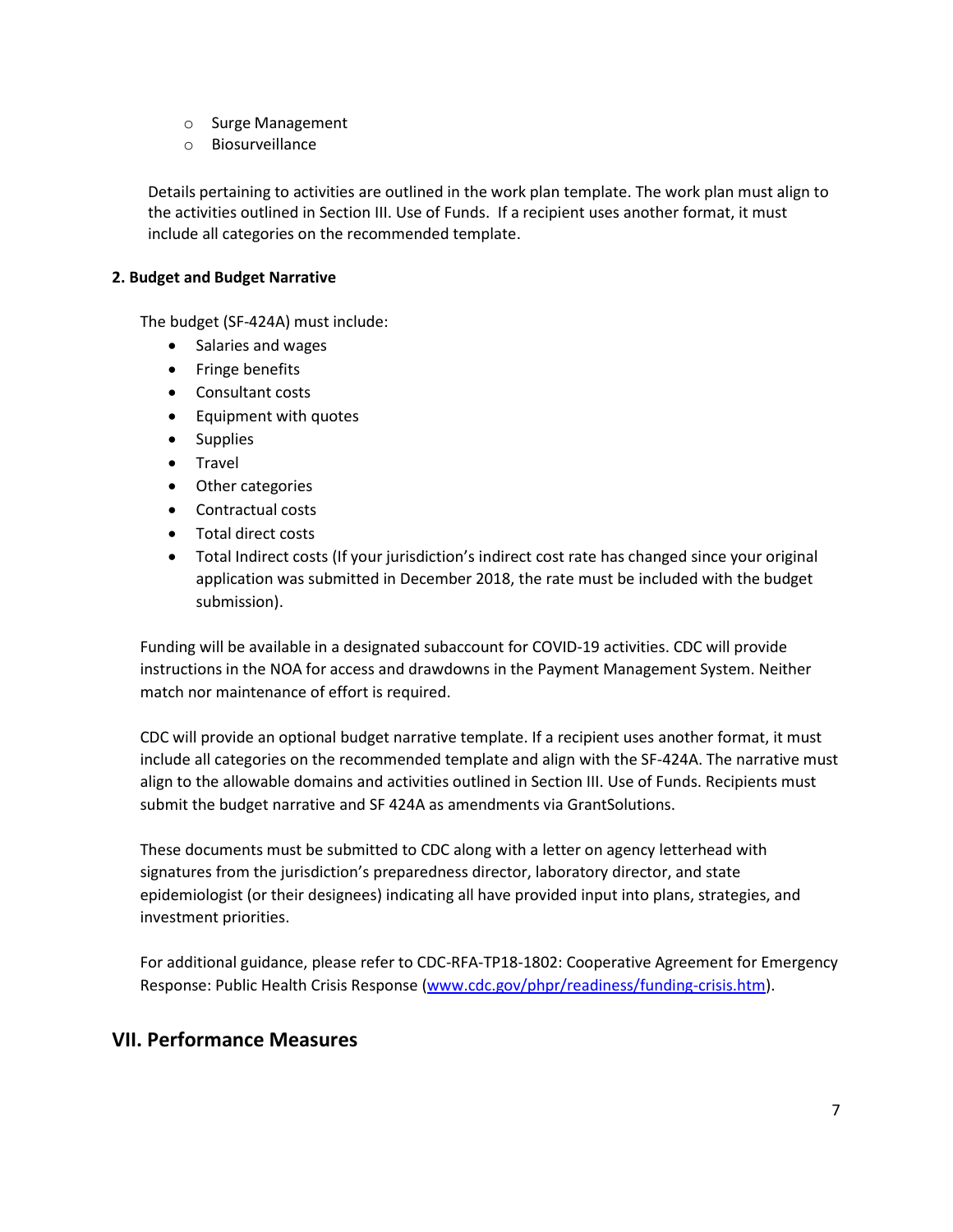- Surge Management
- Biosurveillance

Details pertaining to activities are outlined in the work plan template. The work plan must align to the activities outlined in Section III. Use of Funds. If a recipient uses another format, it must include all categories on the recommended template.

**2. Budget and Budget Narrative**

The budget (SF-424A) must include:

- Salaries and wages
- Fringe benefits
- Consultant costs
- Equipment with quotes
- Supplies
- Travel
- Other categories
- Contractual costs
- Total direct costs
- Total Indirect costs (If your jurisdiction's indirect cost rate has changed since your original application was submitted in December 2018, the rate must be included with the budget submission).

Funding will be available in a designated subaccount for COVID-19 activities. CDC will provide instructions in the NOA for access and drawdowns in the Payment Management System. Neither match nor maintenance of effort is required.

CDC will provide an optional budget narrative template. If a recipient uses another format, it must include all categories on the recommended template and align with the SF-424A. The narrative must align to the allowable domains and activities outlined in Section III. Use of Funds. Recipients must submit the budget narrative and SF 424A as amendments via GrantSolutions.

These documents must be submitted to CDC along with a letter on agency letterhead with signatures from the jurisdiction's preparedness director, laboratory director, and state epidemiologist (or their designees) indicating all have provided input into plans, strategies, and investment priorities.

For additional guidance, please refer to CDC-RFA-TP18-1802: Cooperative Agreement for Emergency Response: Public Health Crisis Response ([www.cdc.gov/phpr/readiness/funding-crisis.htm](www.cdc.gov/phpr/readiness/funding-crisis.htm)).

## VII. Performance Measures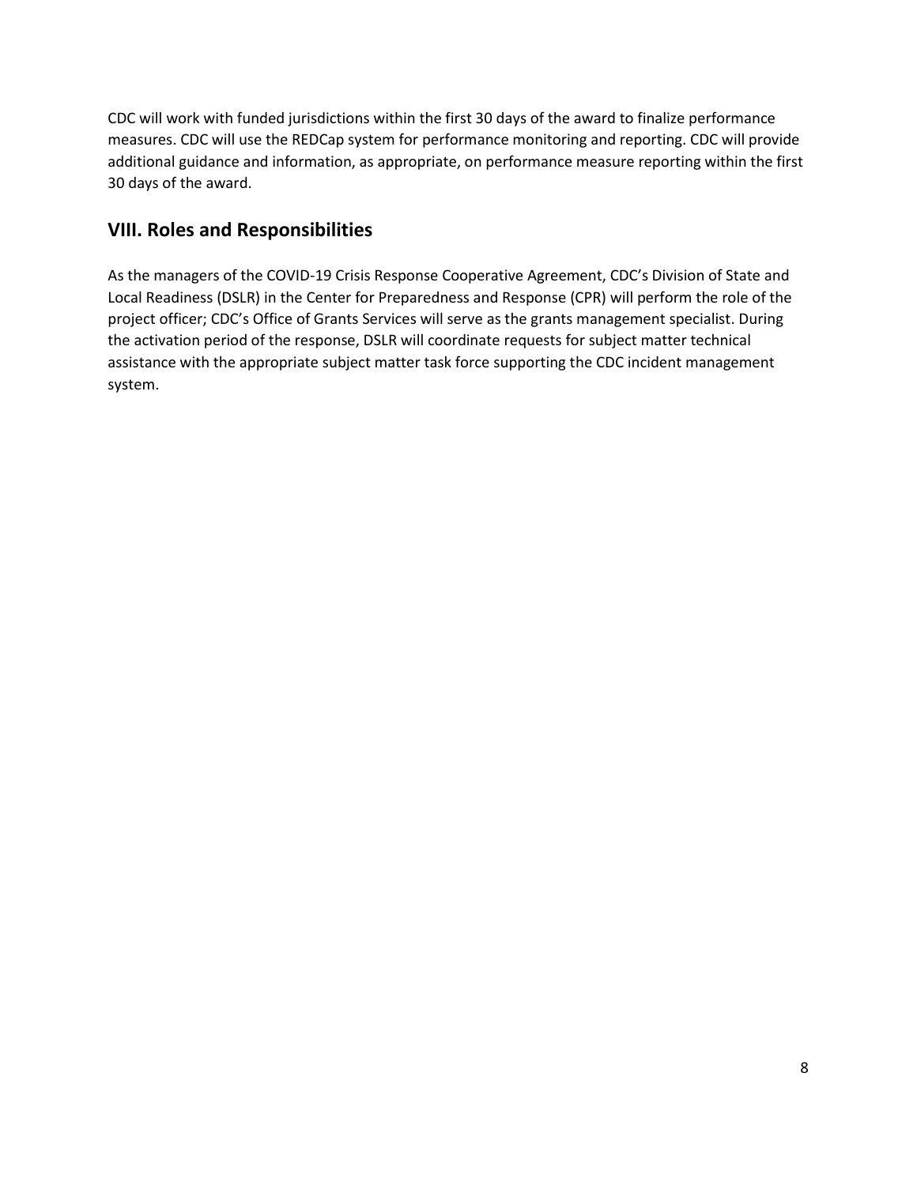CDC will work with funded jurisdictions within the first 30 days of the award to finalize performance measures. CDC will use the REDCap system for performance monitoring and reporting. CDC will provide additional guidance and information, as appropriate, on performance measure reporting within the first 30 days of the award.

## VIII. Roles and Responsibilities

As the managers of the COVID-19 Crisis Response Cooperative Agreement, CDC's Division of State and Local Readiness (DSLR) in the Center for Preparedness and Response (CPR) will perform the role of the project officer; CDC's Office of Grants Services will serve as the grants management specialist. During the activation period of the response, DSLR will coordinate requests for subject matter technical assistance with the appropriate subject matter task force supporting the CDC incident management system.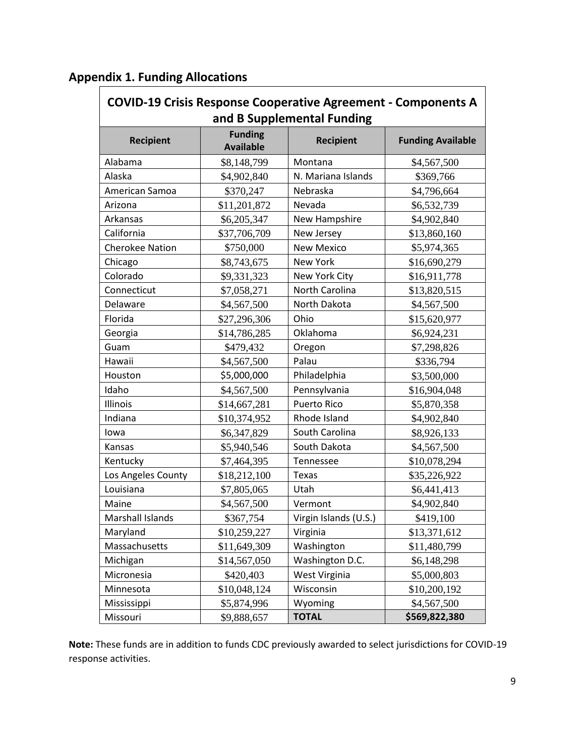## Appendix 1. Funding Allocations

| COVID-19 Crisis Response Cooperative Agreement - Components A and B Supplemental Funding | | | |
|---|---|---|---|
| **Recipient** | **Funding Available** | **Recipient** | **Funding Available** |
| Alabama | $8,148,799 | Montana | $4,567,500 |
| Alaska | $4,902,840 | N. Mariana Islands | $369,766 |
| American Samoa | $370,247 | Nebraska | $4,796,664 |
| Arizona | $11,201,872 | Nevada | $6,532,739 |
| Arkansas | $6,205,347 | New Hampshire | $4,902,840 |
| California | $37,706,709 | New Jersey | $13,860,160 |
| Cherokee Nation | $750,000 | New Mexico | $5,974,365 |
| Chicago | $8,743,675 | New York | $16,690,279 |
| Colorado | $9,331,323 | New York City | $16,911,778 |
| Connecticut | $7,058,271 | North Carolina | $13,820,515 |
| Delaware | $4,567,500 | North Dakota | $4,567,500 |
| Florida | $27,296,306 | Ohio | $15,620,977 |
| Georgia | $14,786,285 | Oklahoma | $6,924,231 |
| Guam | $479,432 | Oregon | $7,298,826 |
| Hawaii | $4,567,500 | Palau | $336,794 |
| Houston | $5,000,000 | Philadelphia | $3,500,000 |
| Idaho | $4,567,500 | Pennsylvania | $16,904,048 |
| Illinois | $14,667,281 | Puerto Rico | $5,870,358 |
| Indiana | $10,374,952 | Rhode Island | $4,902,840 |
| Iowa | $6,347,829 | South Carolina | $8,926,133 |
| Kansas | $5,940,546 | South Dakota | $4,567,500 |
| Kentucky | $7,464,395 | Tennessee | $10,078,294 |
| Los Angeles County | $18,212,100 | Texas | $35,226,922 |
| Louisiana | $7,805,065 | Utah | $6,441,413 |
| Maine | $4,567,500 | Vermont | $4,902,840 |
| Marshall Islands | $367,754 | Virgin Islands (U.S.) | $419,100 |
| Maryland | $10,259,227 | Virginia | $13,371,612 |
| Massachusetts | $11,649,309 | Washington | $11,480,799 |
| Michigan | $14,567,050 | Washington D.C. | $6,148,298 |
| Micronesia | $420,403 | West Virginia | $5,000,803 |
| Minnesota | $10,048,124 | Wisconsin | $10,200,192 |
| Mississippi | $5,874,996 | Wyoming | $4,567,500 |
| Missouri | $9,888,657 | **TOTAL** | **$569,822,380** |

**Note:** These funds are in addition to funds CDC previously awarded to select jurisdictions for COVID-19 response activities.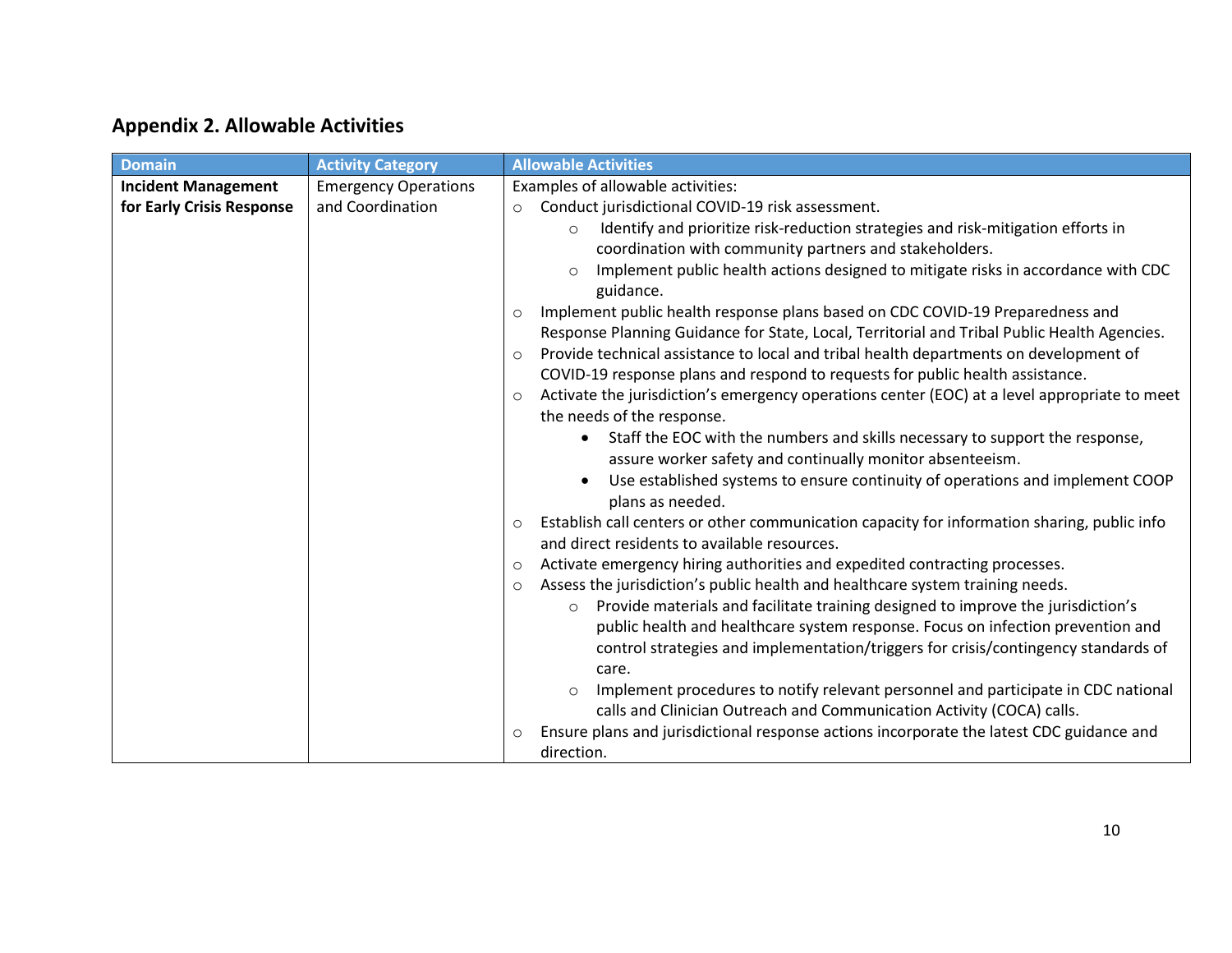## Appendix 2. Allowable Activities

| Domain | Activity Category | Allowable Activities |
|---|---|---|
| **Incident Management for Early Crisis Response** | Emergency Operations and Coordination | Examples of allowable activities:<br>○ Conduct jurisdictional COVID-19 risk assessment.<br>&nbsp;&nbsp;&nbsp;&nbsp;○ Identify and prioritize risk-reduction strategies and risk-mitigation efforts in coordination with community partners and stakeholders.<br>&nbsp;&nbsp;&nbsp;&nbsp;○ Implement public health actions designed to mitigate risks in accordance with CDC guidance.<br>○ Implement public health response plans based on CDC COVID-19 Preparedness and Response Planning Guidance for State, Local, Territorial and Tribal Public Health Agencies.<br>○ Provide technical assistance to local and tribal health departments on development of COVID-19 response plans and respond to requests for public health assistance.<br>○ Activate the jurisdiction's emergency operations center (EOC) at a level appropriate to meet the needs of the response.<br>&nbsp;&nbsp;&nbsp;&nbsp;• Staff the EOC with the numbers and skills necessary to support the response, assure worker safety and continually monitor absenteeism.<br>&nbsp;&nbsp;&nbsp;&nbsp;• Use established systems to ensure continuity of operations and implement COOP plans as needed.<br>○ Establish call centers or other communication capacity for information sharing, public info and direct residents to available resources.<br>○ Activate emergency hiring authorities and expedited contracting processes.<br>○ Assess the jurisdiction's public health and healthcare system training needs.<br>&nbsp;&nbsp;&nbsp;&nbsp;○ Provide materials and facilitate training designed to improve the jurisdiction's public health and healthcare system response. Focus on infection prevention and control strategies and implementation/triggers for crisis/contingency standards of care.<br>&nbsp;&nbsp;&nbsp;&nbsp;○ Implement procedures to notify relevant personnel and participate in CDC national calls and Clinician Outreach and Communication Activity (COCA) calls.<br>○ Ensure plans and jurisdictional response actions incorporate the latest CDC guidance and direction. |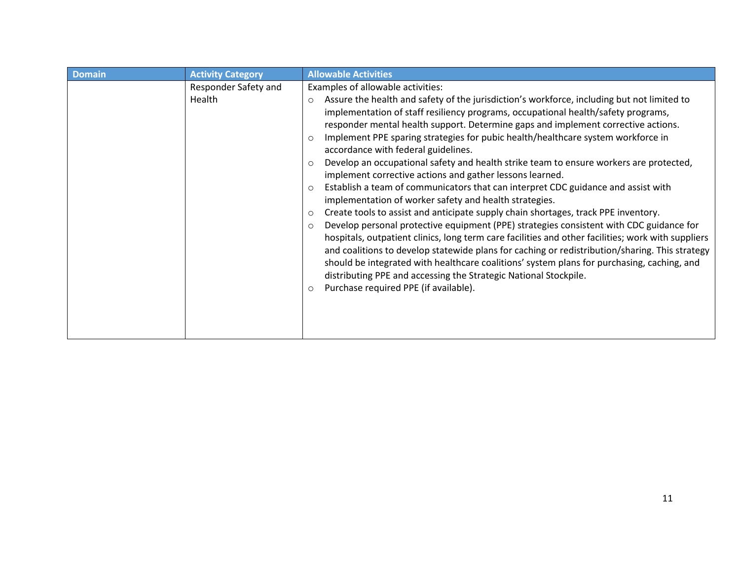| Domain | Activity Category | Allowable Activities |
|---|---|---|
| | Responder Safety and Health | Examples of allowable activities:<br>○ Assure the health and safety of the jurisdiction's workforce, including but not limited to implementation of staff resiliency programs, occupational health/safety programs, responder mental health support. Determine gaps and implement corrective actions.<br>○ Implement PPE sparing strategies for pubic health/healthcare system workforce in accordance with federal guidelines.<br>○ Develop an occupational safety and health strike team to ensure workers are protected, implement corrective actions and gather lessons learned.<br>○ Establish a team of communicators that can interpret CDC guidance and assist with implementation of worker safety and health strategies.<br>○ Create tools to assist and anticipate supply chain shortages, track PPE inventory.<br>○ Develop personal protective equipment (PPE) strategies consistent with CDC guidance for hospitals, outpatient clinics, long term care facilities and other facilities; work with suppliers and coalitions to develop statewide plans for caching or redistribution/sharing. This strategy should be integrated with healthcare coalitions' system plans for purchasing, caching, and distributing PPE and accessing the Strategic National Stockpile.<br>○ Purchase required PPE (if available). |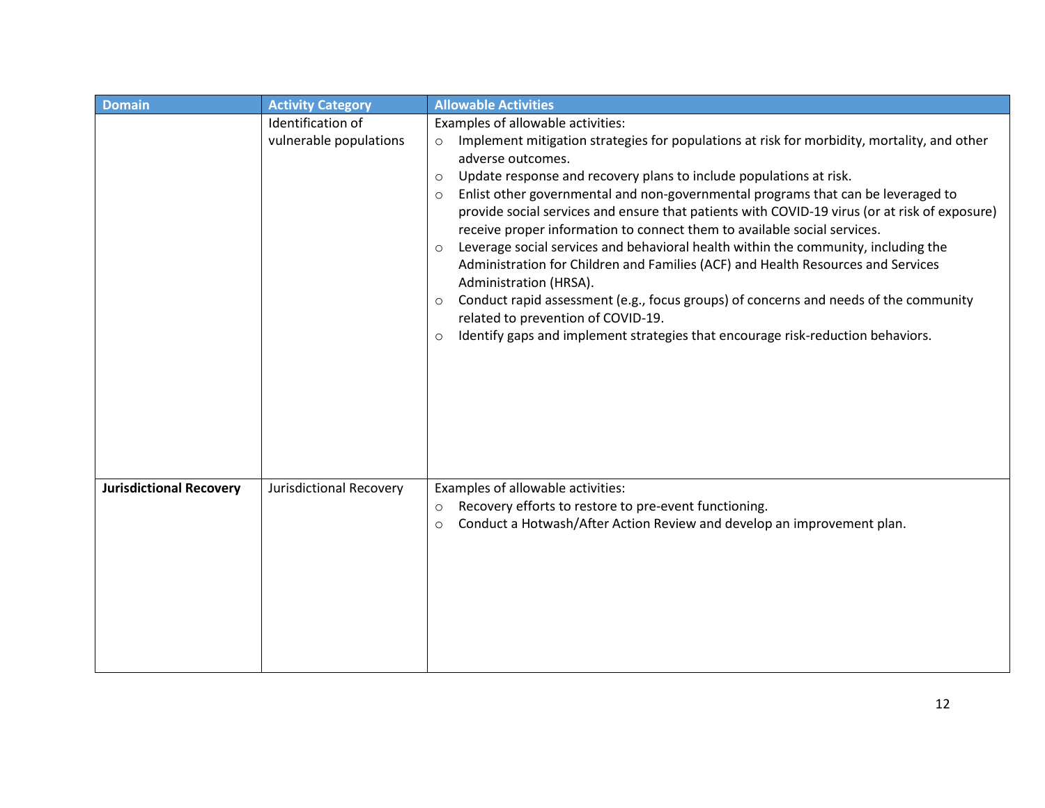| Domain | Activity Category | Allowable Activities |
|---|---|---|
| | Identification of vulnerable populations | Examples of allowable activities:<br>○ Implement mitigation strategies for populations at risk for morbidity, mortality, and other adverse outcomes.<br>○ Update response and recovery plans to include populations at risk.<br>○ Enlist other governmental and non-governmental programs that can be leveraged to provide social services and ensure that patients with COVID-19 virus (or at risk of exposure) receive proper information to connect them to available social services.<br>○ Leverage social services and behavioral health within the community, including the Administration for Children and Families (ACF) and Health Resources and Services Administration (HRSA).<br>○ Conduct rapid assessment (e.g., focus groups) of concerns and needs of the community related to prevention of COVID-19.<br>○ Identify gaps and implement strategies that encourage risk-reduction behaviors. |
| **Jurisdictional Recovery** | Jurisdictional Recovery | Examples of allowable activities:<br>○ Recovery efforts to restore to pre-event functioning.<br>○ Conduct a Hotwash/After Action Review and develop an improvement plan. |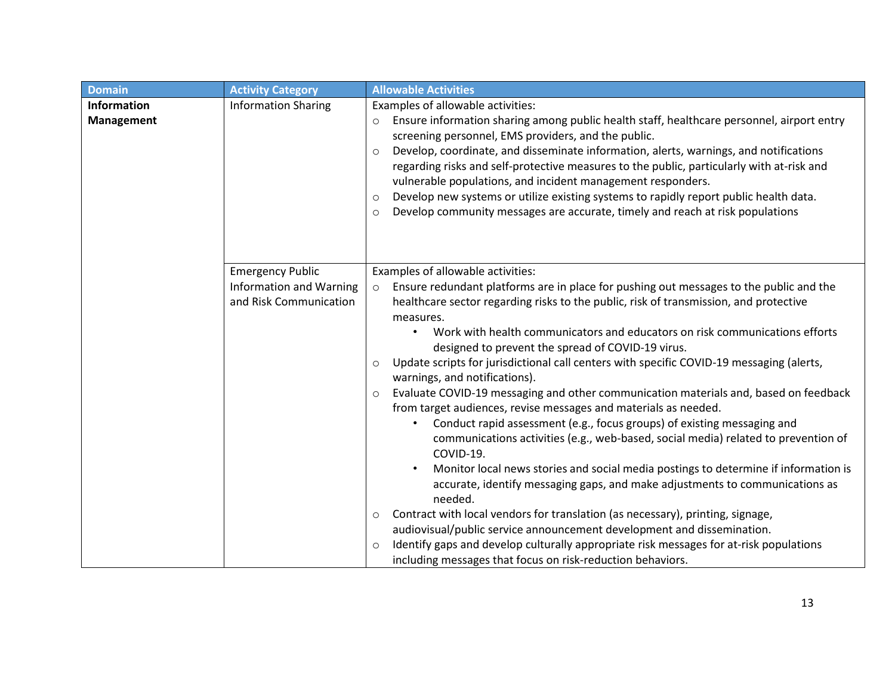| Domain | Activity Category | Allowable Activities |
|---|---|---|
| **Information Management** | Information Sharing | Examples of allowable activities:<br>○ Ensure information sharing among public health staff, healthcare personnel, airport entry screening personnel, EMS providers, and the public.<br>○ Develop, coordinate, and disseminate information, alerts, warnings, and notifications regarding risks and self-protective measures to the public, particularly with at-risk and vulnerable populations, and incident management responders.<br>○ Develop new systems or utilize existing systems to rapidly report public health data.<br>○ Develop community messages are accurate, timely and reach at risk populations |
| | Emergency Public Information and Warning and Risk Communication | Examples of allowable activities:<br>○ Ensure redundant platforms are in place for pushing out messages to the public and the healthcare sector regarding risks to the public, risk of transmission, and protective measures.<br>&nbsp;&nbsp;&nbsp;&nbsp;• Work with health communicators and educators on risk communications efforts designed to prevent the spread of COVID-19 virus.<br>○ Update scripts for jurisdictional call centers with specific COVID-19 messaging (alerts, warnings, and notifications).<br>○ Evaluate COVID-19 messaging and other communication materials and, based on feedback from target audiences, revise messages and materials as needed.<br>&nbsp;&nbsp;&nbsp;&nbsp;• Conduct rapid assessment (e.g., focus groups) of existing messaging and communications activities (e.g., web-based, social media) related to prevention of COVID-19.<br>&nbsp;&nbsp;&nbsp;&nbsp;• Monitor local news stories and social media postings to determine if information is accurate, identify messaging gaps, and make adjustments to communications as needed.<br>○ Contract with local vendors for translation (as necessary), printing, signage, audiovisual/public service announcement development and dissemination.<br>○ Identify gaps and develop culturally appropriate risk messages for at-risk populations including messages that focus on risk-reduction behaviors. |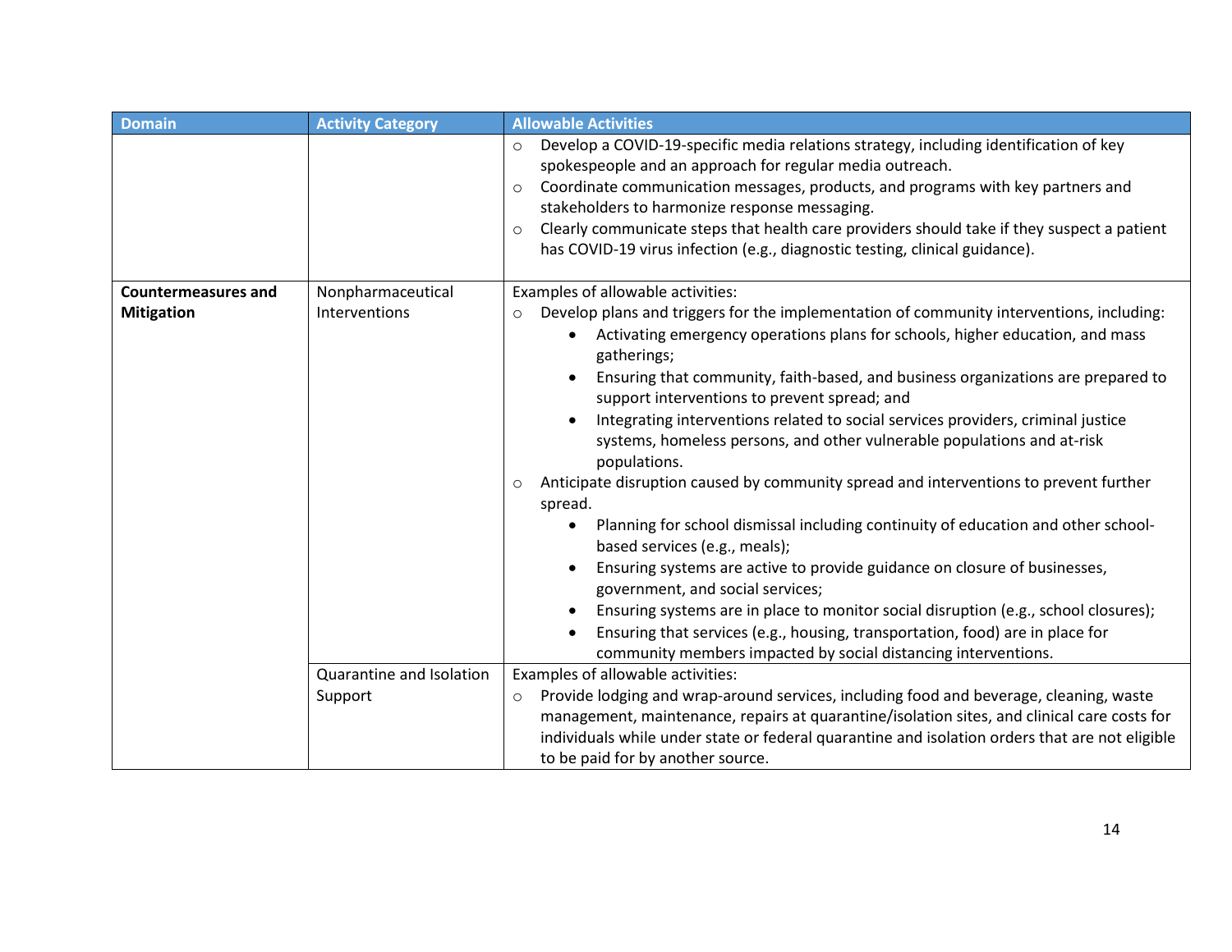| Domain | Activity Category | Allowable Activities |
| --- | --- | --- |
| | | ○ Develop a COVID-19-specific media relations strategy, including identification of key spokespeople and an approach for regular media outreach.<br>○ Coordinate communication messages, products, and programs with key partners and stakeholders to harmonize response messaging.<br>○ Clearly communicate steps that health care providers should take if they suspect a patient has COVID-19 virus infection (e.g., diagnostic testing, clinical guidance). |
| **Countermeasures and Mitigation** | Nonpharmaceutical Interventions | Examples of allowable activities:<br>○ Develop plans and triggers for the implementation of community interventions, including:<br>• Activating emergency operations plans for schools, higher education, and mass gatherings;<br>• Ensuring that community, faith-based, and business organizations are prepared to support interventions to prevent spread; and<br>• Integrating interventions related to social services providers, criminal justice systems, homeless persons, and other vulnerable populations and at-risk populations.<br>○ Anticipate disruption caused by community spread and interventions to prevent further spread.<br>• Planning for school dismissal including continuity of education and other school-based services (e.g., meals);<br>• Ensuring systems are active to provide guidance on closure of businesses, government, and social services;<br>• Ensuring systems are in place to monitor social disruption (e.g., school closures);<br>• Ensuring that services (e.g., housing, transportation, food) are in place for community members impacted by social distancing interventions. |
| | Quarantine and Isolation Support | Examples of allowable activities:<br>○ Provide lodging and wrap-around services, including food and beverage, cleaning, waste management, maintenance, repairs at quarantine/isolation sites, and clinical care costs for individuals while under state or federal quarantine and isolation orders that are not eligible to be paid for by another source. |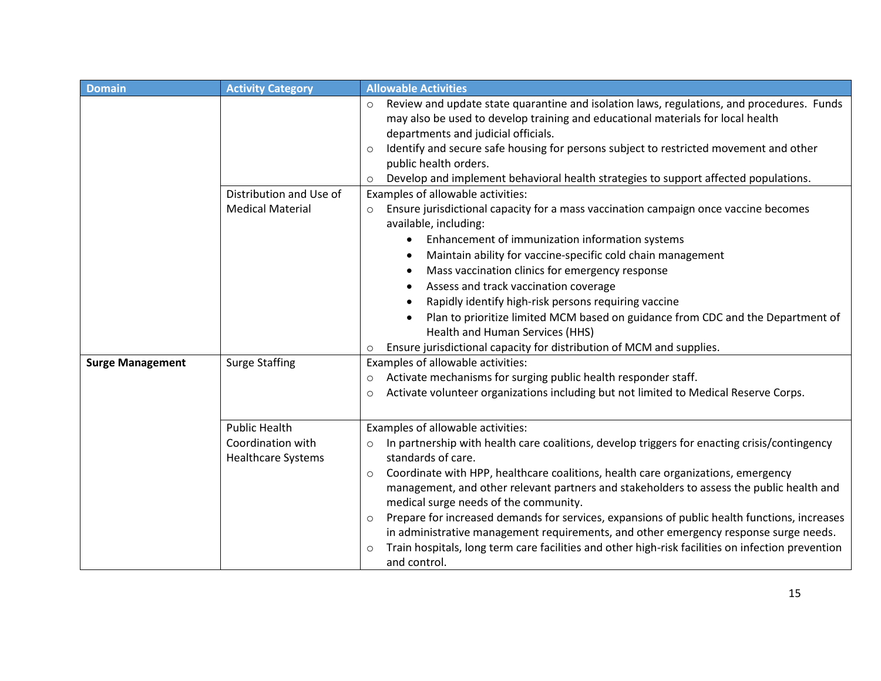| Domain | Activity Category | Allowable Activities |
|---|---|---|
| | | ○ Review and update state quarantine and isolation laws, regulations, and procedures. Funds may also be used to develop training and educational materials for local health departments and judicial officials.<br>○ Identify and secure safe housing for persons subject to restricted movement and other public health orders.<br>○ Develop and implement behavioral health strategies to support affected populations. |
| | Distribution and Use of Medical Material | Examples of allowable activities:<br>○ Ensure jurisdictional capacity for a mass vaccination campaign once vaccine becomes available, including:<br>• Enhancement of immunization information systems<br>• Maintain ability for vaccine-specific cold chain management<br>• Mass vaccination clinics for emergency response<br>• Assess and track vaccination coverage<br>• Rapidly identify high-risk persons requiring vaccine<br>• Plan to prioritize limited MCM based on guidance from CDC and the Department of Health and Human Services (HHS)<br>○ Ensure jurisdictional capacity for distribution of MCM and supplies. |
| **Surge Management** | Surge Staffing | Examples of allowable activities:<br>○ Activate mechanisms for surging public health responder staff.<br>○ Activate volunteer organizations including but not limited to Medical Reserve Corps. |
| | Public Health Coordination with Healthcare Systems | Examples of allowable activities:<br>○ In partnership with health care coalitions, develop triggers for enacting crisis/contingency standards of care.<br>○ Coordinate with HPP, healthcare coalitions, health care organizations, emergency management, and other relevant partners and stakeholders to assess the public health and medical surge needs of the community.<br>○ Prepare for increased demands for services, expansions of public health functions, increases in administrative management requirements, and other emergency response surge needs.<br>○ Train hospitals, long term care facilities and other high-risk facilities on infection prevention and control. |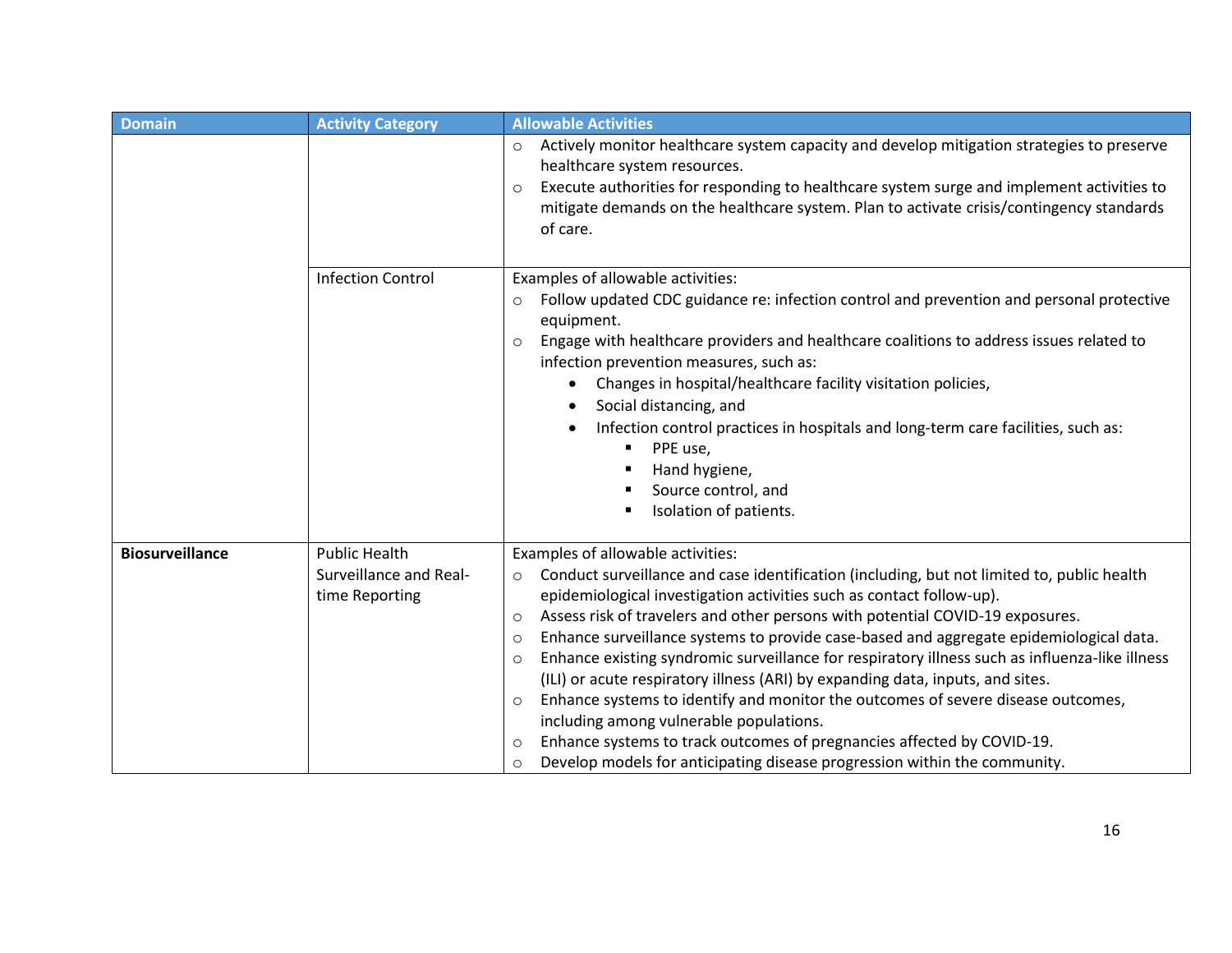| Domain | Activity Category | Allowable Activities |
|---|---|---|
| | | ○ Actively monitor healthcare system capacity and develop mitigation strategies to preserve healthcare system resources.<br>○ Execute authorities for responding to healthcare system surge and implement activities to mitigate demands on the healthcare system. Plan to activate crisis/contingency standards of care. |
| | Infection Control | Examples of allowable activities:<br>○ Follow updated CDC guidance re: infection control and prevention and personal protective equipment.<br>○ Engage with healthcare providers and healthcare coalitions to address issues related to infection prevention measures, such as:<br>• Changes in hospital/healthcare facility visitation policies,<br>• Social distancing, and<br>• Infection control practices in hospitals and long-term care facilities, such as:<br>▪ PPE use,<br>▪ Hand hygiene,<br>▪ Source control, and<br>▪ Isolation of patients. |
| **Biosurveillance** | Public Health Surveillance and Real-time Reporting | Examples of allowable activities:<br>○ Conduct surveillance and case identification (including, but not limited to, public health epidemiological investigation activities such as contact follow-up).<br>○ Assess risk of travelers and other persons with potential COVID-19 exposures.<br>○ Enhance surveillance systems to provide case-based and aggregate epidemiological data.<br>○ Enhance existing syndromic surveillance for respiratory illness such as influenza-like illness (ILI) or acute respiratory illness (ARI) by expanding data, inputs, and sites.<br>○ Enhance systems to identify and monitor the outcomes of severe disease outcomes, including among vulnerable populations.<br>○ Enhance systems to track outcomes of pregnancies affected by COVID-19.<br>○ Develop models for anticipating disease progression within the community. |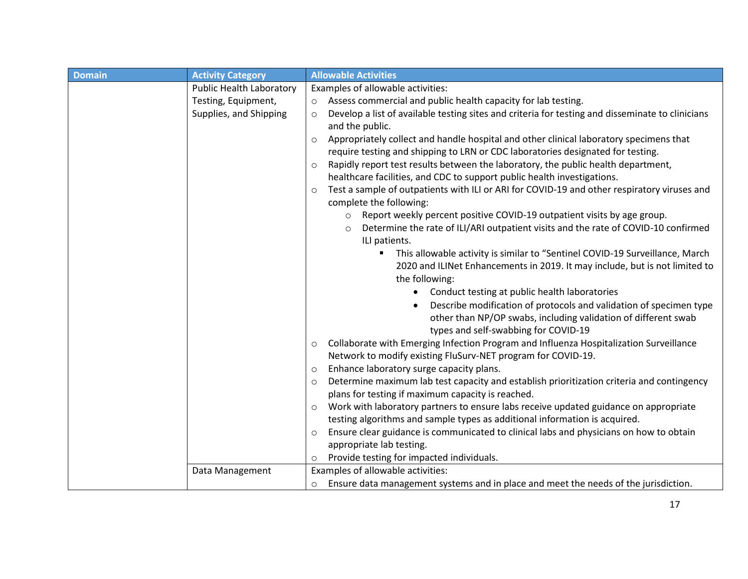| Domain | Activity Category | Allowable Activities |
|---|---|---|
| | Public Health Laboratory Testing, Equipment, Supplies, and Shipping | Examples of allowable activities:<br>○ Assess commercial and public health capacity for lab testing.<br>○ Develop a list of available testing sites and criteria for testing and disseminate to clinicians and the public.<br>○ Appropriately collect and handle hospital and other clinical laboratory specimens that require testing and shipping to LRN or CDC laboratories designated for testing.<br>○ Rapidly report test results between the laboratory, the public health department, healthcare facilities, and CDC to support public health investigations.<br>○ Test a sample of outpatients with ILI or ARI for COVID-19 and other respiratory viruses and complete the following:<br>&nbsp;&nbsp;&nbsp;&nbsp;○ Report weekly percent positive COVID-19 outpatient visits by age group.<br>&nbsp;&nbsp;&nbsp;&nbsp;○ Determine the rate of ILI/ARI outpatient visits and the rate of COVID-10 confirmed ILI patients.<br>&nbsp;&nbsp;&nbsp;&nbsp;&nbsp;&nbsp;&nbsp;&nbsp;▪ This allowable activity is similar to "Sentinel COVID-19 Surveillance, March 2020 and ILINet Enhancements in 2019. It may include, but is not limited to the following:<br>&nbsp;&nbsp;&nbsp;&nbsp;&nbsp;&nbsp;&nbsp;&nbsp;&nbsp;&nbsp;&nbsp;&nbsp;• Conduct testing at public health laboratories<br>&nbsp;&nbsp;&nbsp;&nbsp;&nbsp;&nbsp;&nbsp;&nbsp;&nbsp;&nbsp;&nbsp;&nbsp;• Describe modification of protocols and validation of specimen type other than NP/OP swabs, including validation of different swab types and self-swabbing for COVID-19<br>○ Collaborate with Emerging Infection Program and Influenza Hospitalization Surveillance Network to modify existing FluSurv-NET program for COVID-19.<br>○ Enhance laboratory surge capacity plans.<br>○ Determine maximum lab test capacity and establish prioritization criteria and contingency plans for testing if maximum capacity is reached.<br>○ Work with laboratory partners to ensure labs receive updated guidance on appropriate testing algorithms and sample types as additional information is acquired.<br>○ Ensure clear guidance is communicated to clinical labs and physicians on how to obtain appropriate lab testing.<br>○ Provide testing for impacted individuals. |
| | Data Management | Examples of allowable activities:<br>○ Ensure data management systems and in place and meet the needs of the jurisdiction. |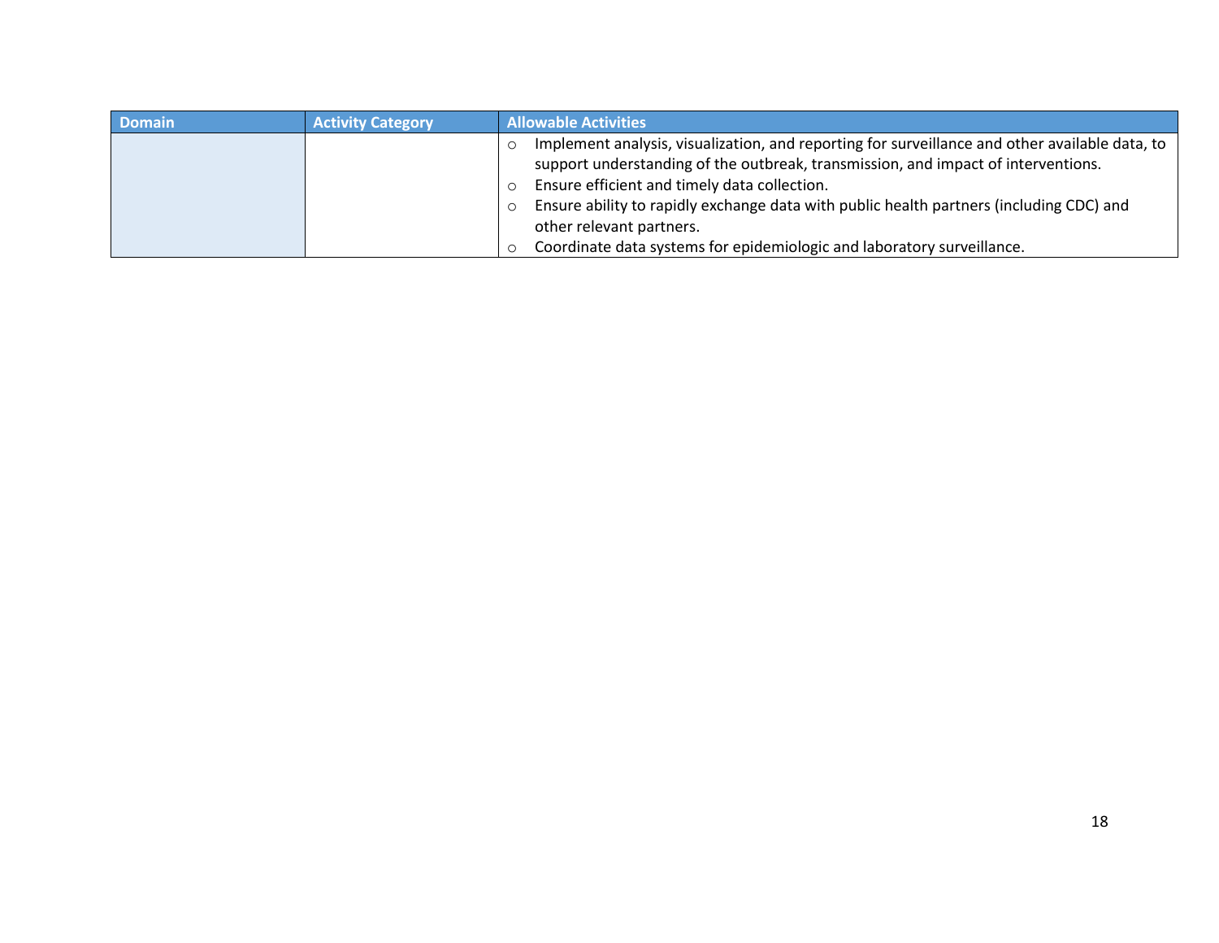| Domain | Activity Category | Allowable Activities |
|---|---|---|
| | | ○ Implement analysis, visualization, and reporting for surveillance and other available data, to support understanding of the outbreak, transmission, and impact of interventions.<br>○ Ensure efficient and timely data collection.<br>○ Ensure ability to rapidly exchange data with public health partners (including CDC) and other relevant partners.<br>○ Coordinate data systems for epidemiologic and laboratory surveillance. |